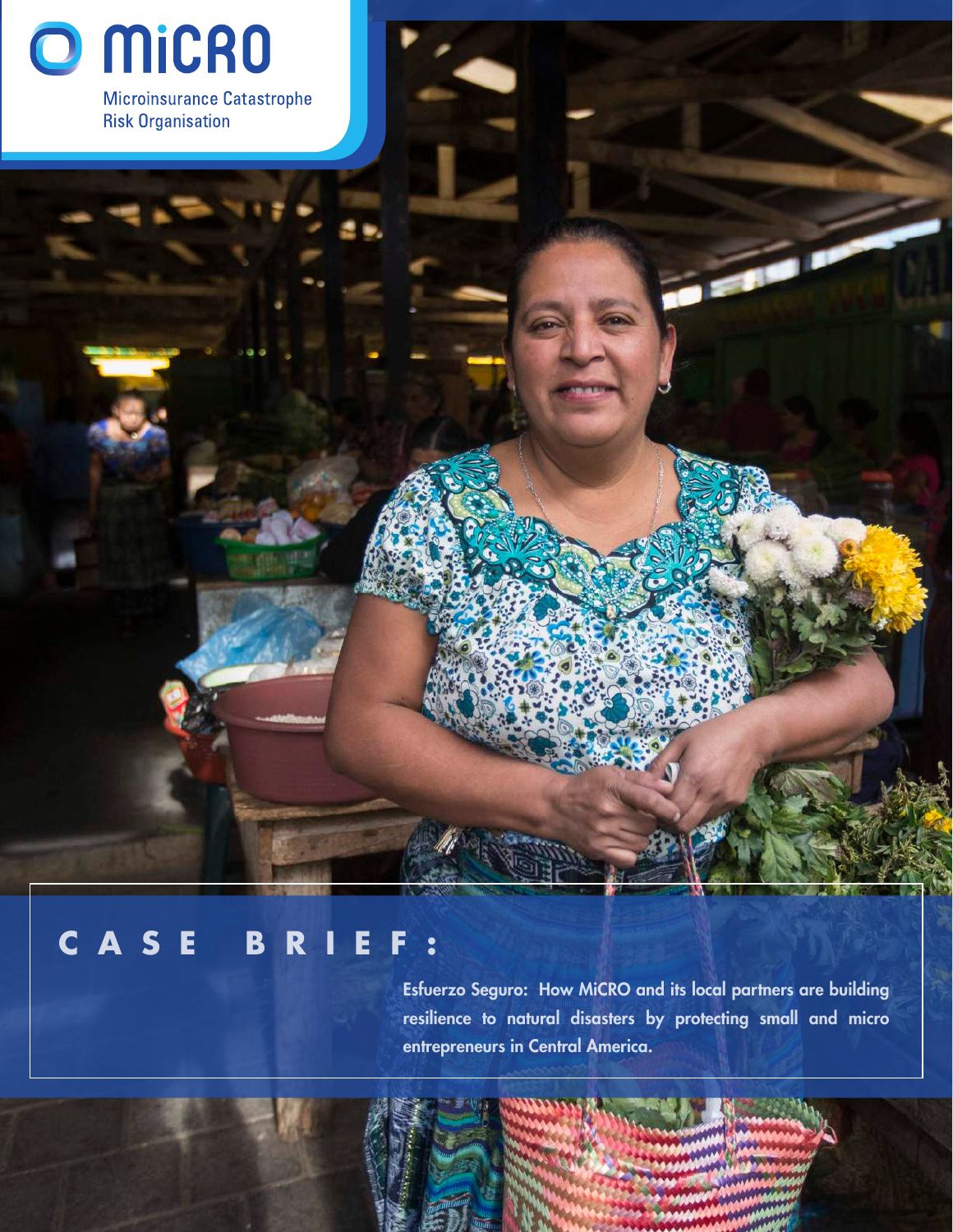MiCRO

Microinsurance Catastrophe Risk Organisation

# CASE BRIEF:

**Esfuerzo Seguro: How MiCRO and its local partners are building resilience to natural disasters by protecting small and micro entrepreneurs in Central America.**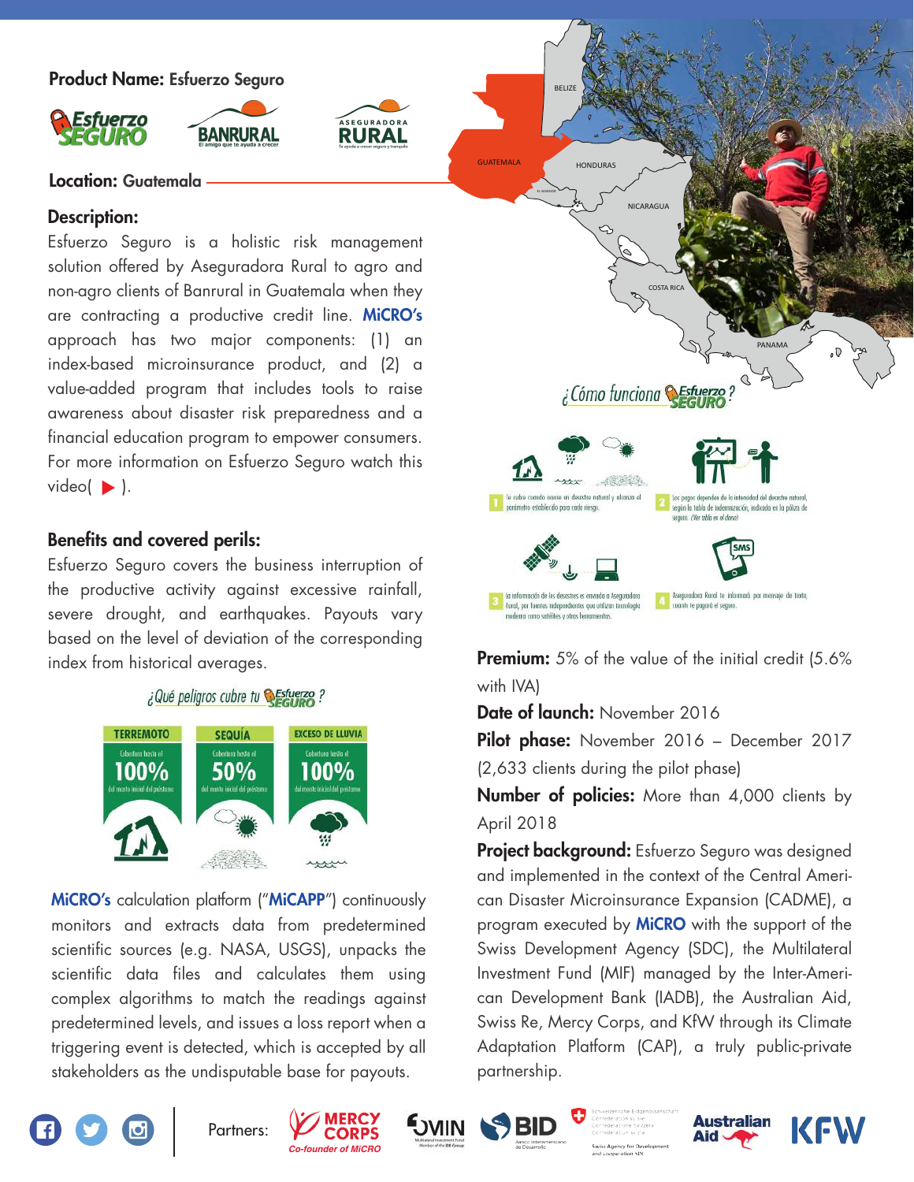**Product Name:** Esfuerzo Seguro

**Location:** Guatemala

### Description:

Esfuerzo Seguro is a holistic risk management solution offered by Aseguradora Rural to agro and non-agro clients of Banrural in Guatemala when they are contracting a productive credit line. **MiCRO's** approach has two major components: (1) an index-based microinsurance product, and (2) a value-added program that includes tools to raise awareness about disaster risk preparedness and a financial education program to empower consumers. For more information on Esfuerzo Seguro watch this video( ▶ ).

### Benefits and covered perils:

Esfuerzo Seguro covers the business interruption of the productive activity against excessive rainfall, severe drought, and earthquakes. Payouts vary based on the level of deviation of the corresponding index from historical averages.

¿Qué peligros cubre tu Esfuerzo Seguro?

| TERREMOTO | SEQUÍA | EXCESO DE LLUVIA |
| --- | --- | --- |
| Cobertura hasta el 100% del monto inicial del préstamo | Cobertura hasta el 50% del monto inicial del préstamo | Cobertura hasta el 100% del monto inicial del préstamo |

**MiCRO's** calculation platform ("**MiCAPP**") continuously monitors and extracts data from predetermined scientific sources (e.g. NASA, USGS), unpacks the scientific data files and calculates them using complex algorithms to match the readings against predetermined levels, and issues a loss report when a triggering event is detected, which is accepted by all stakeholders as the undisputable base for payouts.

¿Cómo funciona Esfuerzo Seguro?

1. Te cubre cuando ocurre un desastre natural y alcanza el parámetro establecido para cada riesgo.
2. Los pagos dependen de la intensidad del desastre natural, según la tabla de indemnización, indicada en la póliza de seguro. (Ver tabla en el dorso)
3. La información de los desastres es enviada a Aseguradora Rural, por fuentes independientes que utilizan tecnología moderna como satélites y otras herramientas.
4. Aseguradora Rural te informará por mensaje de texto, cuánto te pagará el seguro.

**Premium:** 5% of the value of the initial credit (5.6% with IVA)

**Date of launch:** November 2016

**Pilot phase:** November 2016 – December 2017 (2,633 clients during the pilot phase)

**Number of policies:** More than 4,000 clients by April 2018

**Project background:** Esfuerzo Seguro was designed and implemented in the context of the Central American Disaster Microinsurance Expansion (CADME), a program executed by **MiCRO** with the support of the Swiss Development Agency (SDC), the Multilateral Investment Fund (MIF) managed by the Inter-American Development Bank (IADB), the Australian Aid, Swiss Re, Mercy Corps, and KfW through its Climate Adaptation Platform (CAP), a truly public-private partnership.

Partners: Mercy Corps (Co-founder of MiCRO), FOMIN, BID, Swiss Agency for Development and Cooperation SDC, Australian Aid, KFW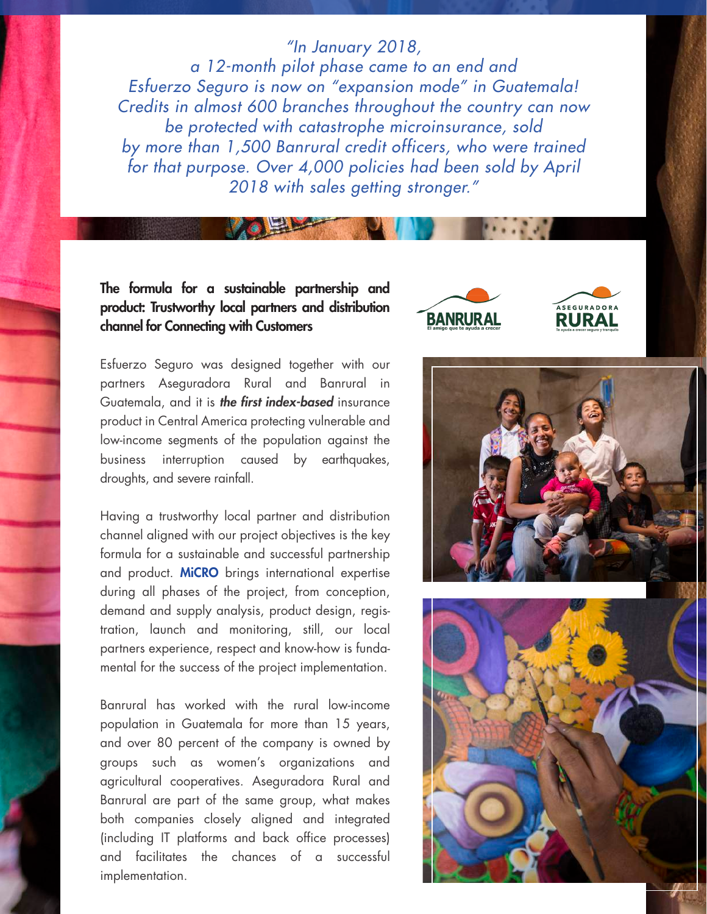*"In January 2018, a 12-month pilot phase came to an end and Esfuerzo Seguro is now on "expansion mode" in Guatemala! Credits in almost 600 branches throughout the country can now be protected with catastrophe microinsurance, sold by more than 1,500 Banrural credit officers, who were trained for that purpose. Over 4,000 policies had been sold by April 2018 with sales getting stronger."*

## The formula for a sustainable partnership and product: Trustworthy local partners and distribution channel for Connecting with Customers

Esfuerzo Seguro was designed together with our partners Aseguradora Rural and Banrural in Guatemala, and it is ***the first index-based*** insurance product in Central America protecting vulnerable and low-income segments of the population against the business interruption caused by earthquakes, droughts, and severe rainfall.

Having a trustworthy local partner and distribution channel aligned with our project objectives is the key formula for a sustainable and successful partnership and product. **MiCRO** brings international expertise during all phases of the project, from conception, demand and supply analysis, product design, registration, launch and monitoring, still, our local partners experience, respect and know-how is fundamental for the success of the project implementation.

Banrural has worked with the rural low-income population in Guatemala for more than 15 years, and over 80 percent of the company is owned by groups such as women's organizations and agricultural cooperatives. Aseguradora Rural and Banrural are part of the same group, what makes both companies closely aligned and integrated (including IT platforms and back office processes) and facilitates the chances of a successful implementation.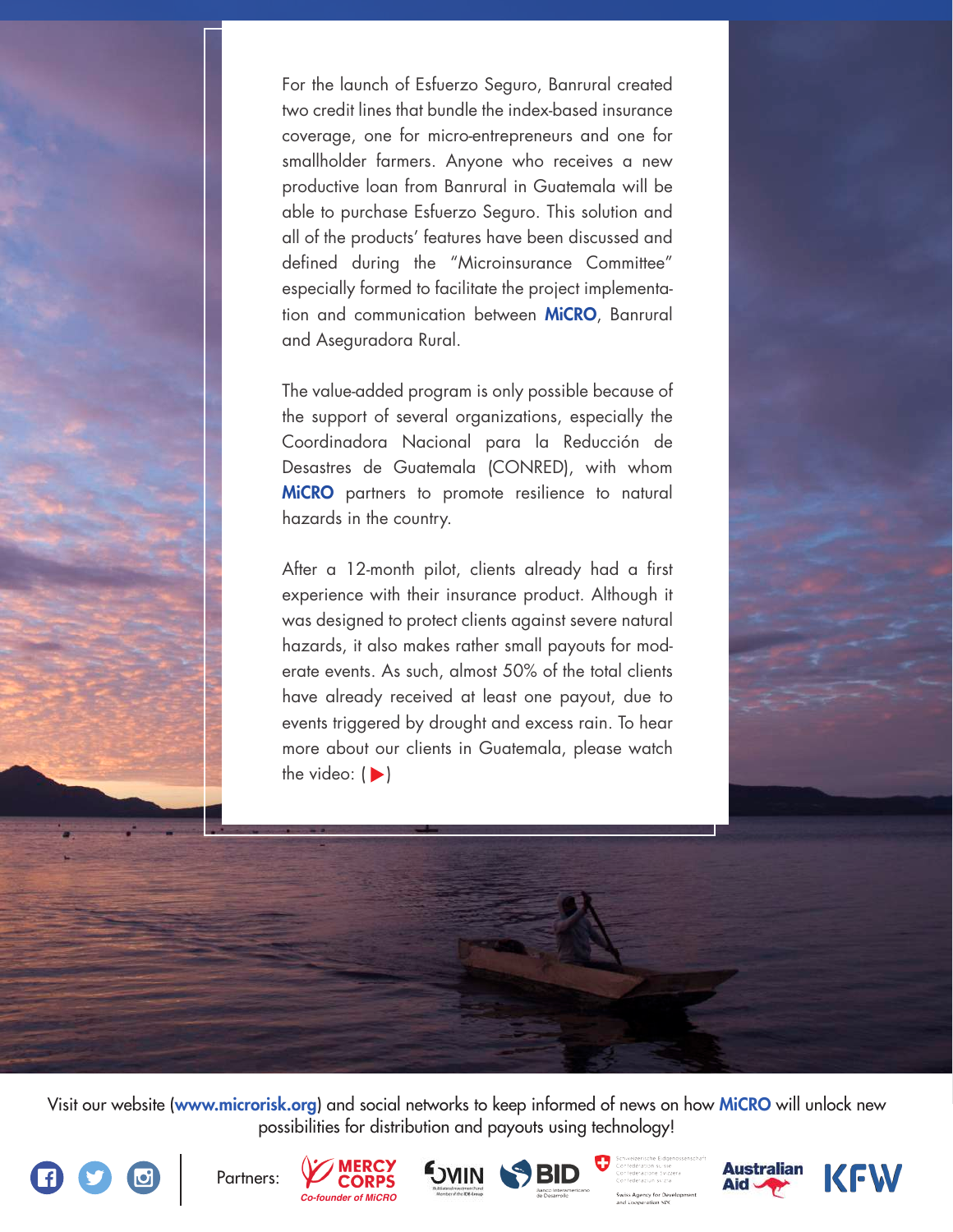For the launch of Esfuerzo Seguro, Banrural created two credit lines that bundle the index-based insurance coverage, one for micro-entrepreneurs and one for smallholder farmers. Anyone who receives a new productive loan from Banrural in Guatemala will be able to purchase Esfuerzo Seguro. This solution and all of the products' features have been discussed and defined during the "Microinsurance Committee" especially formed to facilitate the project implementation and communication between **MiCRO**, Banrural and Aseguradora Rural.

The value-added program is only possible because of the support of several organizations, especially the Coordinadora Nacional para la Reducción de Desastres de Guatemala (CONRED), with whom **MiCRO** partners to promote resilience to natural hazards in the country.

After a 12-month pilot, clients already had a first experience with their insurance product. Although it was designed to protect clients against severe natural hazards, it also makes rather small payouts for moderate events. As such, almost 50% of the total clients have already received at least one payout, due to events triggered by drought and excess rain. To hear more about our clients in Guatemala, please watch the video: (▶)

Visit our website (**www.microrisk.org**) and social networks to keep informed of news on how **MiCRO** will unlock new possibilities for distribution and payouts using technology!

Partners: Mercy Corps (Co-founder of MiCRO), MIF, BID, Swiss Agency for Development and Cooperation SDC, Australian Aid, KFW